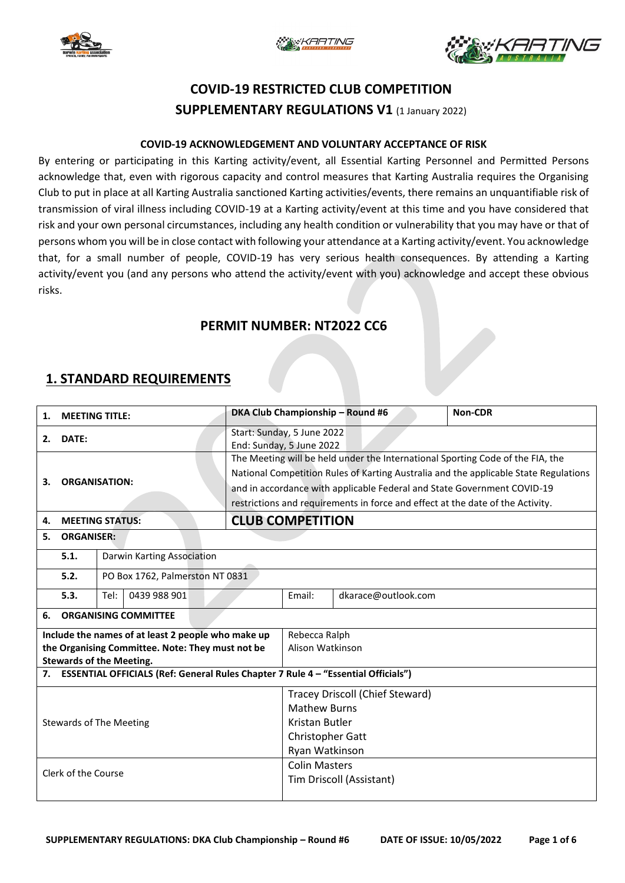# COVID-19 RESTRICTED CLUB COMPETITION
## SUPPLEMENTARY REGULATIONS V1 (1 January 2022)

**COVID-19 ACKNOWLEDGEMENT AND VOLUNTARY ACCEPTANCE OF RISK**

By entering or participating in this Karting activity/event, all Essential Karting Personnel and Permitted Persons acknowledge that, even with rigorous capacity and control measures that Karting Australia requires the Organising Club to put in place at all Karting Australia sanctioned Karting activities/events, there remains an unquantifiable risk of transmission of viral illness including COVID-19 at a Karting activity/event at this time and you have considered that risk and your own personal circumstances, including any health condition or vulnerability that you may have or that of persons whom you will be in close contact with following your attendance at a Karting activity/event. You acknowledge that, for a small number of people, COVID-19 has very serious health consequences. By attending a Karting activity/event you (and any persons who attend the activity/event with you) acknowledge and accept these obvious risks.

## PERMIT NUMBER: NT2022 CC6

## 1. STANDARD REQUIREMENTS

| | | | |
|---|---|---|---|
| **1. MEETING TITLE:** | **DKA Club Championship – Round #6** | | **Non-CDR** |
| **2. DATE:** | Start: Sunday, 5 June 2022<br>End: Sunday, 5 June 2022 | | |
| **3. ORGANISATION:** | The Meeting will be held under the International Sporting Code of the FIA, the National Competition Rules of Karting Australia and the applicable State Regulations and in accordance with applicable Federal and State Government COVID-19 restrictions and requirements in force and effect at the date of the Activity. | | |
| **4. MEETING STATUS:** | **CLUB COMPETITION** | | |
| **5. ORGANISER:** | | | |
| **5.1.** | Darwin Karting Association | | |
| **5.2.** | PO Box 1762, Palmerston NT 0831 | | |
| **5.3.** Tel: 0439 988 901 | Email: | dkarace@outlook.com | |
| **6. ORGANISING COMMITTEE** | | | |
| **Include the names of at least 2 people who make up the Organising Committee. Note: They must not be Stewards of the Meeting.** | Rebecca Ralph<br>Alison Watkinson | | |
| **7. ESSENTIAL OFFICIALS (Ref: General Rules Chapter 7 Rule 4 – "Essential Officials")** | | | |
| Stewards of The Meeting | Tracey Driscoll (Chief Steward)<br>Mathew Burns<br>Kristan Butler<br>Christopher Gatt<br>Ryan Watkinson | | |
| Clerk of the Course | Colin Masters<br>Tim Driscoll (Assistant) | | |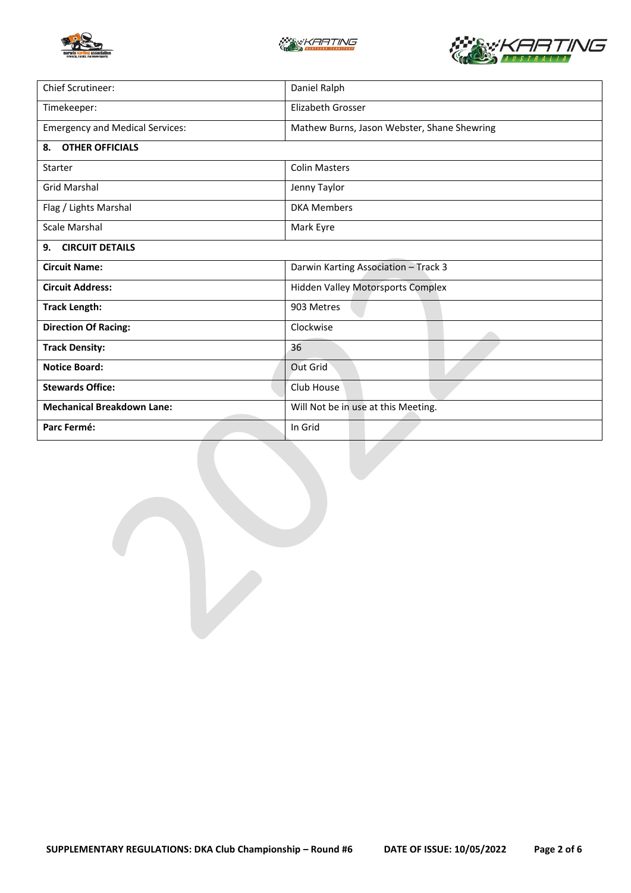| | |
|---|---|
| Chief Scrutineer: | Daniel Ralph |
| Timekeeper: | Elizabeth Grosser |
| Emergency and Medical Services: | Mathew Burns, Jason Webster, Shane Shewring |
| **8. OTHER OFFICIALS** | |
| Starter | Colin Masters |
| Grid Marshal | Jenny Taylor |
| Flag / Lights Marshal | DKA Members |
| Scale Marshal | Mark Eyre |
| **9. CIRCUIT DETAILS** | |
| **Circuit Name:** | Darwin Karting Association – Track 3 |
| **Circuit Address:** | Hidden Valley Motorsports Complex |
| **Track Length:** | 903 Metres |
| **Direction Of Racing:** | Clockwise |
| **Track Density:** | 36 |
| **Notice Board:** | Out Grid |
| **Stewards Office:** | Club House |
| **Mechanical Breakdown Lane:** | Will Not be in use at this Meeting. |
| **Parc Fermé:** | In Grid |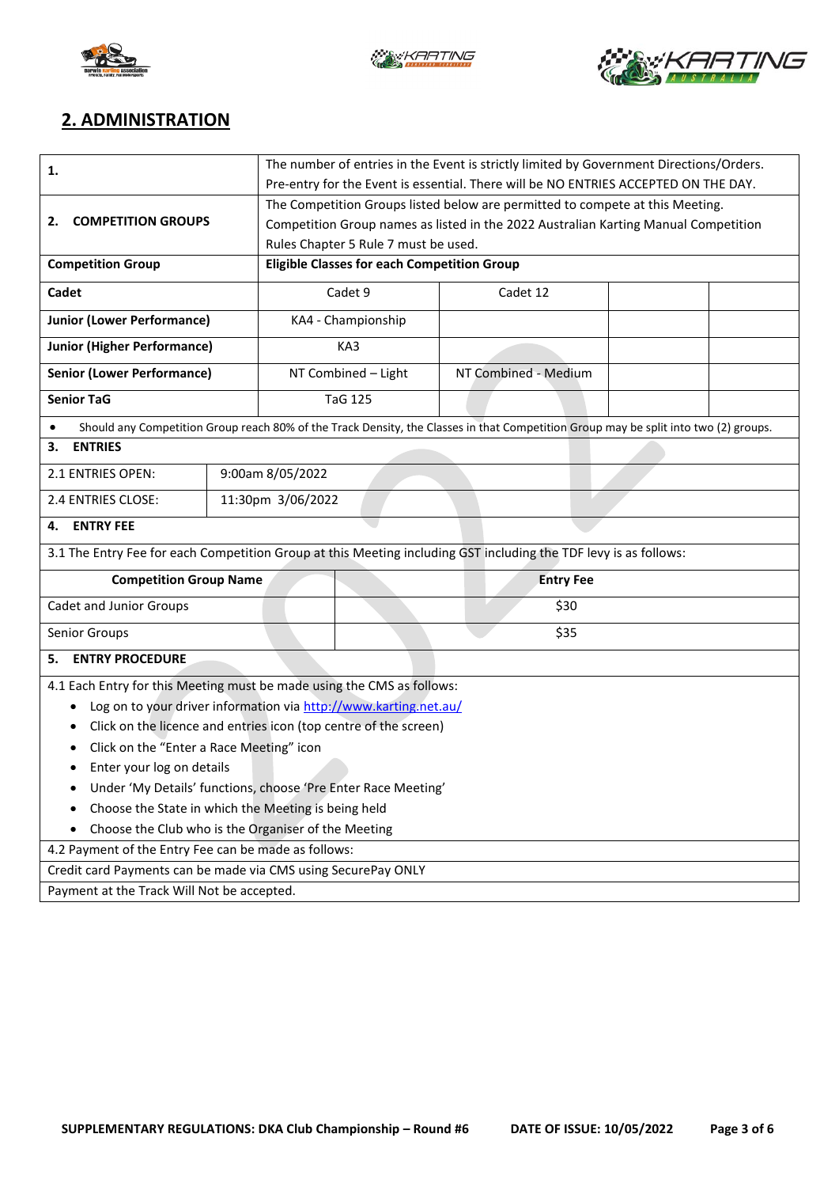## 2. ADMINISTRATION

| **1.** | The number of entries in the Event is strictly limited by Government Directions/Orders. Pre-entry for the Event is essential. There will be NO ENTRIES ACCEPTED ON THE DAY. | | | |
|---|---|---|---|---|
| **2. COMPETITION GROUPS** | The Competition Groups listed below are permitted to compete at this Meeting. Competition Group names as listed in the 2022 Australian Karting Manual Competition Rules Chapter 5 Rule 7 must be used. | | | |
| **Competition Group** | **Eligible Classes for each Competition Group** | | | |
| **Cadet** | Cadet 9 | Cadet 12 | | |
| **Junior (Lower Performance)** | KA4 - Championship | | | |
| **Junior (Higher Performance)** | KA3 | | | |
| **Senior (Lower Performance)** | NT Combined – Light | NT Combined - Medium | | |
| **Senior TaG** | TaG 125 | | | |

- Should any Competition Group reach 80% of the Track Density, the Classes in that Competition Group may be split into two (2) groups.

**3. ENTRIES**

| 2.1 ENTRIES OPEN: | 9:00am 8/05/2022 |
|---|---|
| 2.4 ENTRIES CLOSE: | 11:30pm 3/06/2022 |

**4. ENTRY FEE**

3.1 The Entry Fee for each Competition Group at this Meeting including GST including the TDF levy is as follows:

| Competition Group Name | Entry Fee |
|---|---|
| Cadet and Junior Groups | $30 |
| Senior Groups | $35 |

**5. ENTRY PROCEDURE**

4.1 Each Entry for this Meeting must be made using the CMS as follows:

- Log on to your driver information via http://www.karting.net.au/
- Click on the licence and entries icon (top centre of the screen)
- Click on the "Enter a Race Meeting" icon
- Enter your log on details
- Under 'My Details' functions, choose 'Pre Enter Race Meeting'
- Choose the State in which the Meeting is being held
- Choose the Club who is the Organiser of the Meeting

4.2 Payment of the Entry Fee can be made as follows:

Credit card Payments can be made via CMS using SecurePay ONLY

Payment at the Track Will Not be accepted.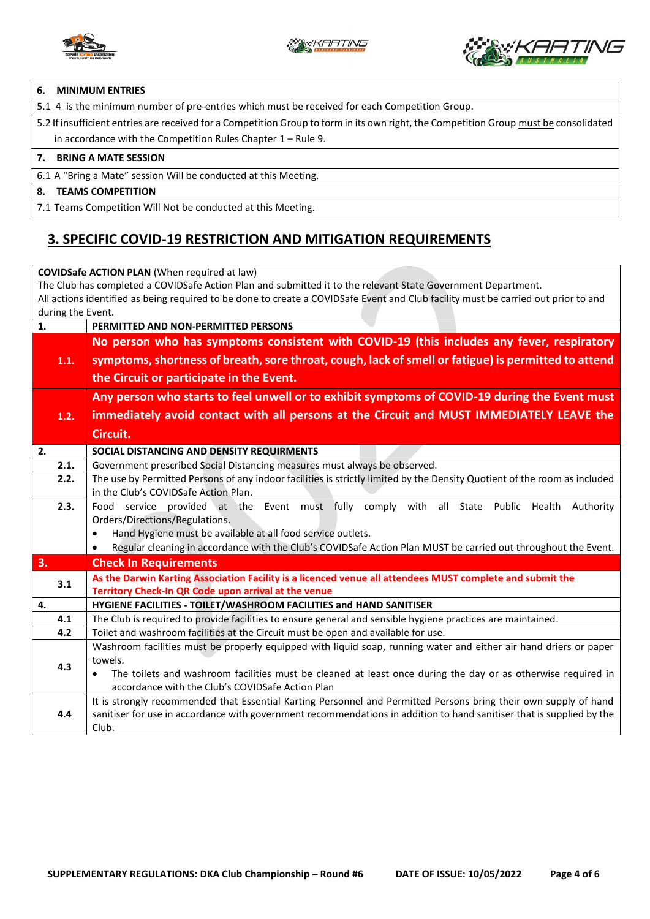| 6. MINIMUM ENTRIES |
|---|
| 5.1 4 is the minimum number of pre-entries which must be received for each Competition Group. |
| 5.2 If insufficient entries are received for a Competition Group to form in its own right, the Competition Group must be consolidated in accordance with the Competition Rules Chapter 1 – Rule 9. |
| **7. BRING A MATE SESSION** |
| 6.1 A "Bring a Mate" session Will be conducted at this Meeting. |
| **8. TEAMS COMPETITION** |
| 7.1 Teams Competition Will Not be conducted at this Meeting. |

## 3. SPECIFIC COVID-19 RESTRICTION AND MITIGATION REQUIREMENTS

**COVIDSafe ACTION PLAN** (When required at law)
The Club has completed a COVIDSafe Action Plan and submitted it to the relevant State Government Department.
All actions identified as being required to be done to create a COVIDSafe Event and Club facility must be carried out prior to and during the Event.

| | |
|---|---|
| **1.** | **PERMITTED AND NON-PERMITTED PERSONS** |
| **1.1.** | **No person who has symptoms consistent with COVID-19 (this includes any fever, respiratory symptoms, shortness of breath, sore throat, cough, lack of smell or fatigue) is permitted to attend the Circuit or participate in the Event.** |
| **1.2.** | **Any person who starts to feel unwell or to exhibit symptoms of COVID-19 during the Event must immediately avoid contact with all persons at the Circuit and MUST IMMEDIATELY LEAVE the Circuit.** |
| **2.** | **SOCIAL DISTANCING AND DENSITY REQUIRMENTS** |
| **2.1.** | Government prescribed Social Distancing measures must always be observed. |
| **2.2.** | The use by Permitted Persons of any indoor facilities is strictly limited by the Density Quotient of the room as included in the Club's COVIDSafe Action Plan. |
| **2.3.** | Food service provided at the Event must fully comply with all State Public Health Authority Orders/Directions/Regulations. <br>• Hand Hygiene must be available at all food service outlets. <br>• Regular cleaning in accordance with the Club's COVIDSafe Action Plan MUST be carried out throughout the Event. |
| **3.** | **Check In Requirements** |
| **3.1** | **As the Darwin Karting Association Facility is a licenced venue all attendees MUST complete and submit the Territory Check-In QR Code upon arrival at the venue** |
| **4.** | **HYGIENE FACILITIES - TOILET/WASHROOM FACILITIES and HAND SANITISER** |
| **4.1** | The Club is required to provide facilities to ensure general and sensible hygiene practices are maintained. |
| **4.2** | Toilet and washroom facilities at the Circuit must be open and available for use. |
| **4.3** | Washroom facilities must be properly equipped with liquid soap, running water and either air hand driers or paper towels. <br>• The toilets and washroom facilities must be cleaned at least once during the day or as otherwise required in accordance with the Club's COVIDSafe Action Plan |
| **4.4** | It is strongly recommended that Essential Karting Personnel and Permitted Persons bring their own supply of hand sanitiser for use in accordance with government recommendations in addition to hand sanitiser that is supplied by the Club. |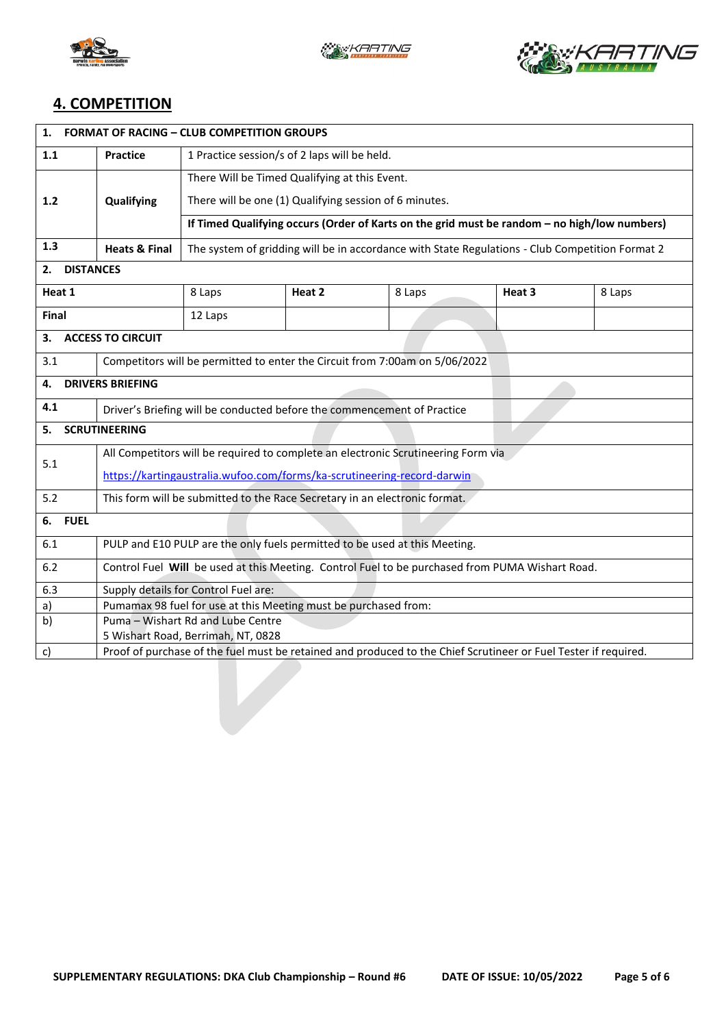## 4. COMPETITION

| | | | | | |
|---|---|---|---|---|---|
| **1. FORMAT OF RACING – CLUB COMPETITION GROUPS** | | | | | |
| **1.1** | **Practice** | 1 Practice session/s of 2 laps will be held. | | | |
| **1.2** | **Qualifying** | There Will be Timed Qualifying at this Event.<br>There will be one (1) Qualifying session of 6 minutes.<br>**If Timed Qualifying occurs (Order of Karts on the grid must be random – no high/low numbers)** | | | |
| **1.3** | **Heats & Final** | The system of gridding will be in accordance with State Regulations - Club Competition Format 2 | | | |
| **2. DISTANCES** | | | | | |
| **Heat 1** | 8 Laps | **Heat 2** | 8 Laps | **Heat 3** | 8 Laps |
| **Final** | 12 Laps | | | | |
| **3. ACCESS TO CIRCUIT** | | | | | |
| 3.1 | Competitors will be permitted to enter the Circuit from 7:00am on 5/06/2022 | | | | |
| **4. DRIVERS BRIEFING** | | | | | |
| **4.1** | Driver's Briefing will be conducted before the commencement of Practice | | | | |
| **5. SCRUTINEERING** | | | | | |
| 5.1 | All Competitors will be required to complete an electronic Scrutineering Form via<br>https://kartingaustralia.wufoo.com/forms/ka-scrutineering-record-darwin | | | | |
| 5.2 | This form will be submitted to the Race Secretary in an electronic format. | | | | |
| **6. FUEL** | | | | | |
| 6.1 | PULP and E10 PULP are the only fuels permitted to be used at this Meeting. | | | | |
| 6.2 | Control Fuel **Will** be used at this Meeting. Control Fuel to be purchased from PUMA Wishart Road. | | | | |
| 6.3 | Supply details for Control Fuel are: | | | | |
| a) | Pumamax 98 fuel for use at this Meeting must be purchased from: | | | | |
| b) | Puma – Wishart Rd and Lube Centre<br>5 Wishart Road, Berrimah, NT, 0828 | | | | |
| c) | Proof of purchase of the fuel must be retained and produced to the Chief Scrutineer or Fuel Tester if required. | | | | |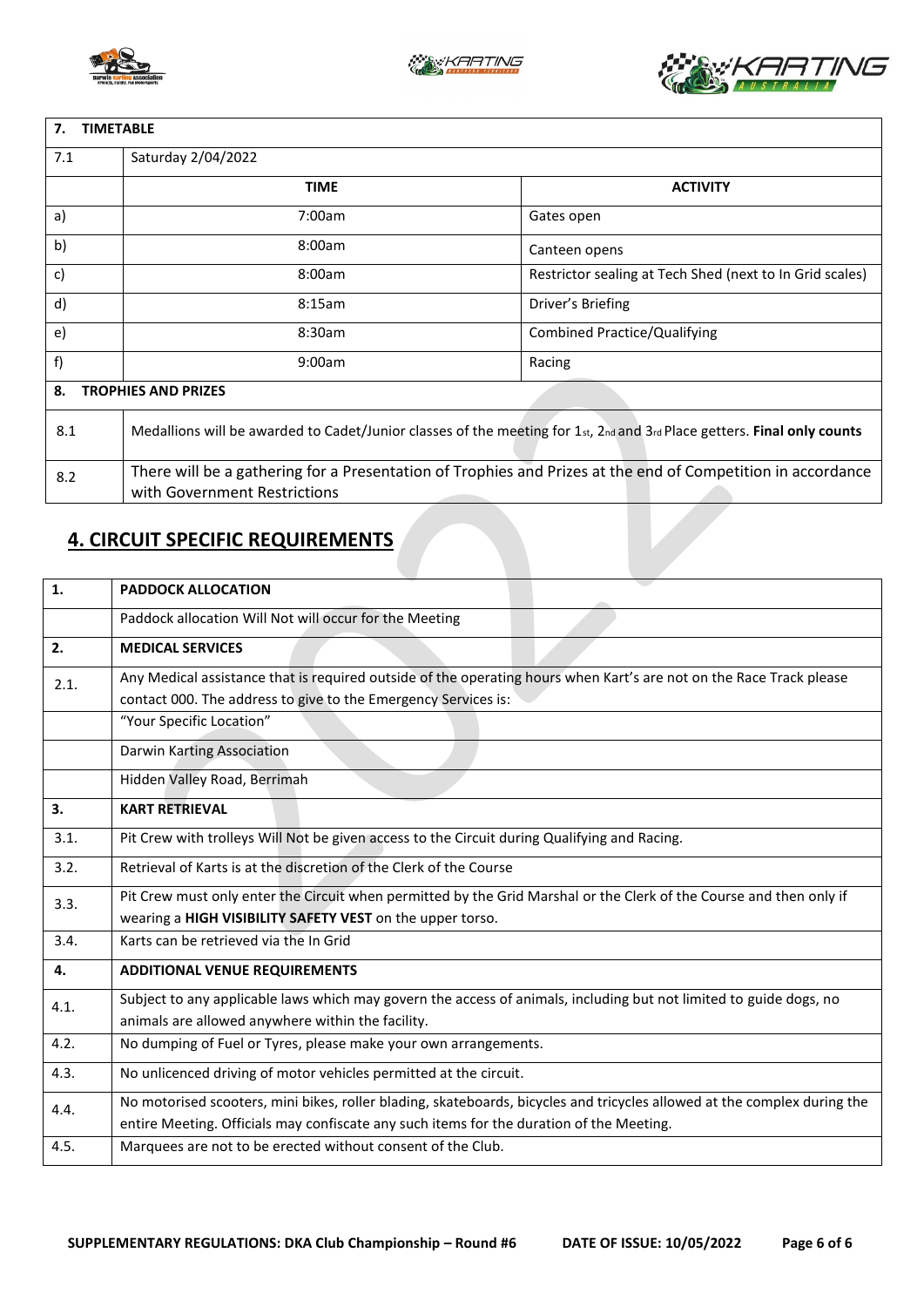| 7. | TIMETABLE | |
|---|---|---|
| 7.1 | Saturday 2/04/2022 | |
| | **TIME** | **ACTIVITY** |
| a) | 7:00am | Gates open |
| b) | 8:00am | Canteen opens |
| c) | 8:00am | Restrictor sealing at Tech Shed (next to In Grid scales) |
| d) | 8:15am | Driver's Briefing |
| e) | 8:30am | Combined Practice/Qualifying |
| f) | 9:00am | Racing |
| **8.** | **TROPHIES AND PRIZES** | |
| 8.1 | Medallions will be awarded to Cadet/Junior classes of the meeting for 1st, 2nd and 3rd Place getters. **Final only counts** | |
| 8.2 | There will be a gathering for a Presentation of Trophies and Prizes at the end of Competition in accordance with Government Restrictions | |

## 4. CIRCUIT SPECIFIC REQUIREMENTS

| | |
|---|---|
| **1.** | **PADDOCK ALLOCATION** |
| | Paddock allocation Will Not will occur for the Meeting |
| **2.** | **MEDICAL SERVICES** |
| 2.1. | Any Medical assistance that is required outside of the operating hours when Kart's are not on the Race Track please contact 000. The address to give to the Emergency Services is: |
| | "Your Specific Location" |
| | Darwin Karting Association |
| | Hidden Valley Road, Berrimah |
| **3.** | **KART RETRIEVAL** |
| 3.1. | Pit Crew with trolleys Will Not be given access to the Circuit during Qualifying and Racing. |
| 3.2. | Retrieval of Karts is at the discretion of the Clerk of the Course |
| 3.3. | Pit Crew must only enter the Circuit when permitted by the Grid Marshal or the Clerk of the Course and then only if wearing a **HIGH VISIBILITY SAFETY VEST** on the upper torso. |
| 3.4. | Karts can be retrieved via the In Grid |
| **4.** | **ADDITIONAL VENUE REQUIREMENTS** |
| 4.1. | Subject to any applicable laws which may govern the access of animals, including but not limited to guide dogs, no animals are allowed anywhere within the facility. |
| 4.2. | No dumping of Fuel or Tyres, please make your own arrangements. |
| 4.3. | No unlicenced driving of motor vehicles permitted at the circuit. |
| 4.4. | No motorised scooters, mini bikes, roller blading, skateboards, bicycles and tricycles allowed at the complex during the entire Meeting. Officials may confiscate any such items for the duration of the Meeting. |
| 4.5. | Marquees are not to be erected without consent of the Club. |